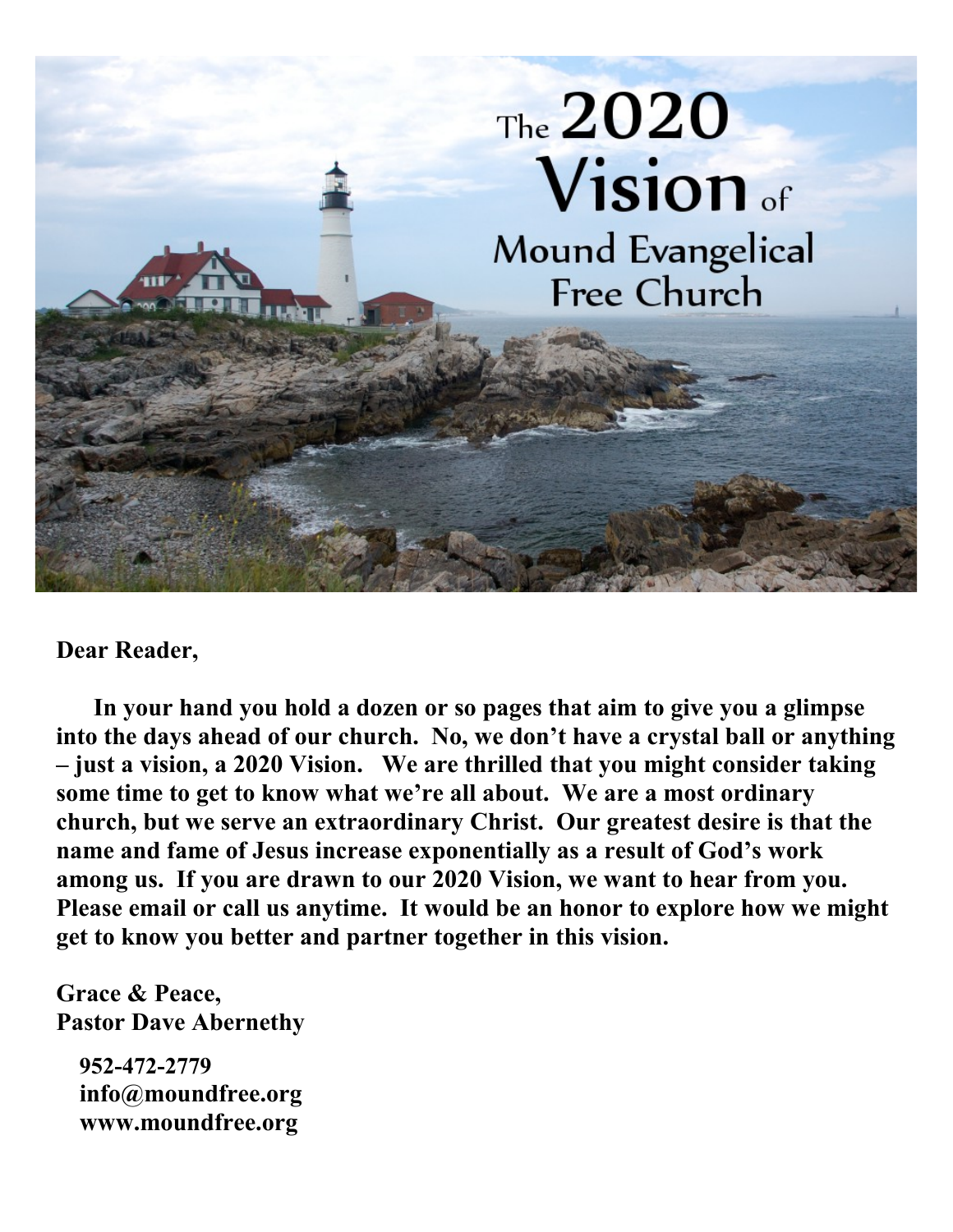# The 2020 Vision of Mound Evangelical Free Church

**Dear Reader,**

**In your hand you hold a dozen or so pages that aim to give you a glimpse into the days ahead of our church. No, we don't have a crystal ball or anything – just a vision, a 2020 Vision. We are thrilled that you might consider taking some time to get to know what we're all about. We are a most ordinary church, but we serve an extraordinary Christ. Our greatest desire is that the name and fame of Jesus increase exponentially as a result of God's work among us. If you are drawn to our 2020 Vision, we want to hear from you. Please email or call us anytime. It would be an honor to explore how we might get to know you better and partner together in this vision.**

**Grace & Peace,**
**Pastor Dave Abernethy**

**952-472-2779**
**info@moundfree.org**
**www.moundfree.org**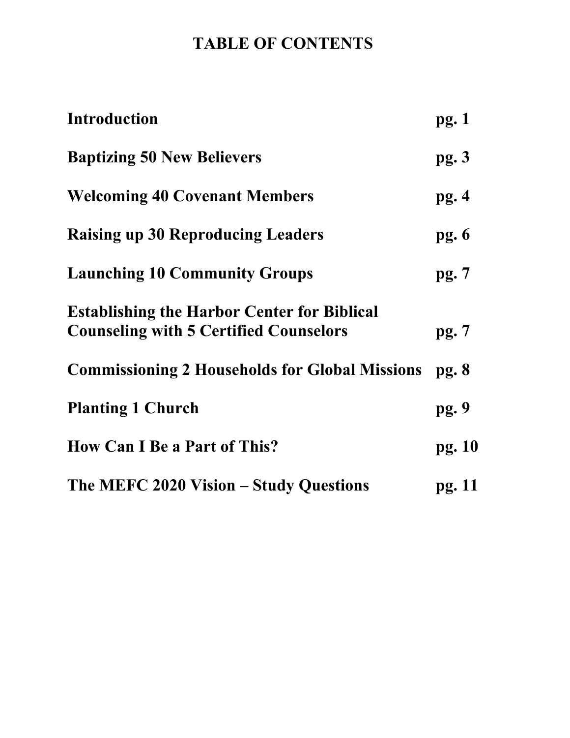# TABLE OF CONTENTS

| | |
|---|---|
| **Introduction** | **pg. 1** |
| **Baptizing 50 New Believers** | **pg. 3** |
| **Welcoming 40 Covenant Members** | **pg. 4** |
| **Raising up 30 Reproducing Leaders** | **pg. 6** |
| **Launching 10 Community Groups** | **pg. 7** |
| **Establishing the Harbor Center for Biblical Counseling with 5 Certified Counselors** | **pg. 7** |
| **Commissioning 2 Households for Global Missions** | **pg. 8** |
| **Planting 1 Church** | **pg. 9** |
| **How Can I Be a Part of This?** | **pg. 10** |
| **The MEFC 2020 Vision – Study Questions** | **pg. 11** |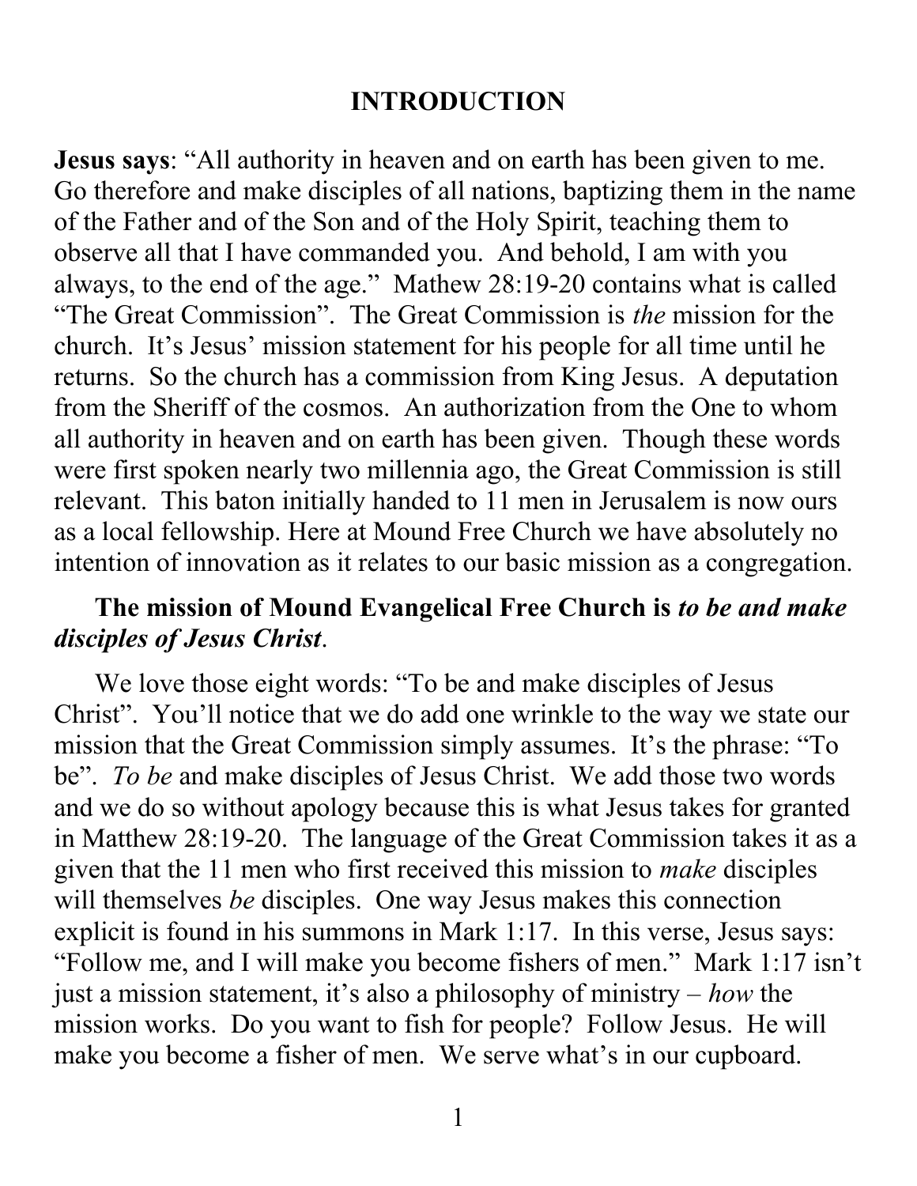# INTRODUCTION

**Jesus says**: "All authority in heaven and on earth has been given to me. Go therefore and make disciples of all nations, baptizing them in the name of the Father and of the Son and of the Holy Spirit, teaching them to observe all that I have commanded you. And behold, I am with you always, to the end of the age." Mathew 28:19-20 contains what is called "The Great Commission". The Great Commission is *the* mission for the church. It's Jesus' mission statement for his people for all time until he returns. So the church has a commission from King Jesus. A deputation from the Sheriff of the cosmos. An authorization from the One to whom all authority in heaven and on earth has been given. Though these words were first spoken nearly two millennia ago, the Great Commission is still relevant. This baton initially handed to 11 men in Jerusalem is now ours as a local fellowship. Here at Mound Free Church we have absolutely no intention of innovation as it relates to our basic mission as a congregation.

**The mission of Mound Evangelical Free Church is *to be and make disciples of Jesus Christ*.**

We love those eight words: "To be and make disciples of Jesus Christ". You'll notice that we do add one wrinkle to the way we state our mission that the Great Commission simply assumes. It's the phrase: "To be". *To be* and make disciples of Jesus Christ. We add those two words and we do so without apology because this is what Jesus takes for granted in Matthew 28:19-20. The language of the Great Commission takes it as a given that the 11 men who first received this mission to *make* disciples will themselves *be* disciples. One way Jesus makes this connection explicit is found in his summons in Mark 1:17. In this verse, Jesus says: "Follow me, and I will make you become fishers of men." Mark 1:17 isn't just a mission statement, it's also a philosophy of ministry – *how* the mission works. Do you want to fish for people? Follow Jesus. He will make you become a fisher of men. We serve what's in our cupboard.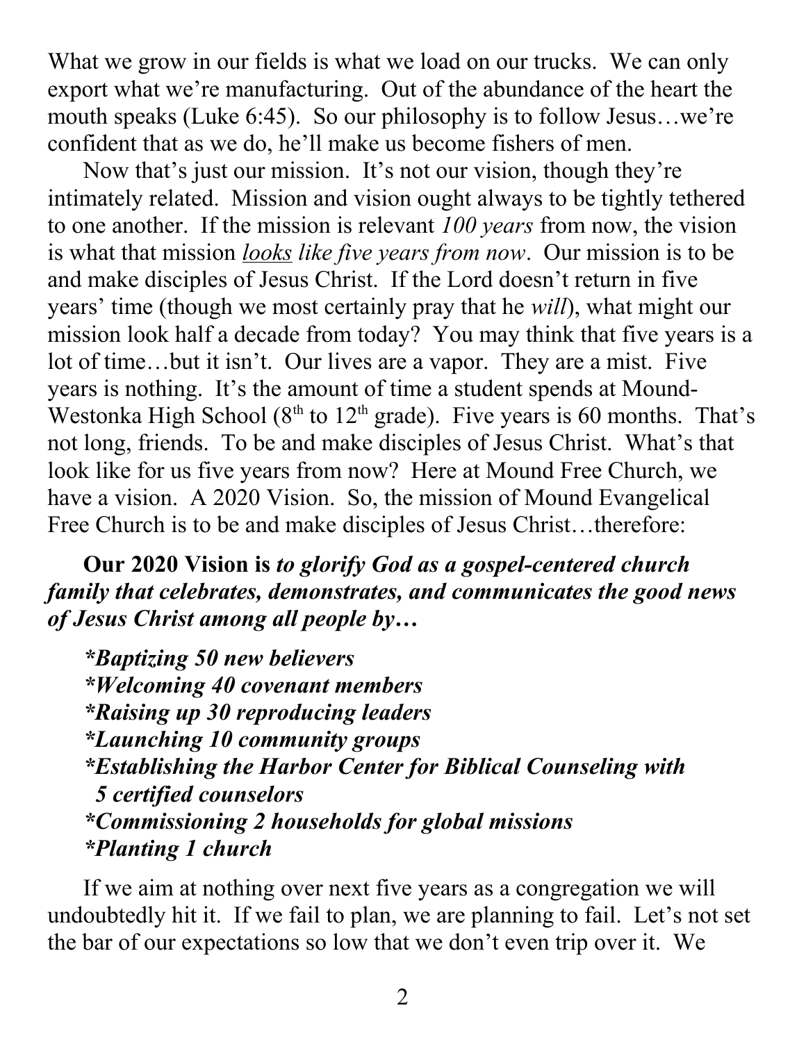What we grow in our fields is what we load on our trucks. We can only export what we're manufacturing. Out of the abundance of the heart the mouth speaks (Luke 6:45). So our philosophy is to follow Jesus…we're confident that as we do, he'll make us become fishers of men.

Now that's just our mission. It's not our vision, though they're intimately related. Mission and vision ought always to be tightly tethered to one another. If the mission is relevant *100 years* from now, the vision is what that mission *looks like five years from now*. Our mission is to be and make disciples of Jesus Christ. If the Lord doesn't return in five years' time (though we most certainly pray that he *will*), what might our mission look half a decade from today? You may think that five years is a lot of time…but it isn't. Our lives are a vapor. They are a mist. Five years is nothing. It's the amount of time a student spends at Mound-Westonka High School (8th to 12th grade). Five years is 60 months. That's not long, friends. To be and make disciples of Jesus Christ. What's that look like for us five years from now? Here at Mound Free Church, we have a vision. A 2020 Vision. So, the mission of Mound Evangelical Free Church is to be and make disciples of Jesus Christ…therefore:

**Our 2020 Vision is *to glorify God as a gospel-centered church family that celebrates, demonstrates, and communicates the good news of Jesus Christ among all people by…***

***\*Baptizing 50 new believers***
***\*Welcoming 40 covenant members***
***\*Raising up 30 reproducing leaders***
***\*Launching 10 community groups***
***\*Establishing the Harbor Center for Biblical Counseling with 5 certified counselors***
***\*Commissioning 2 households for global missions***
***\*Planting 1 church***

If we aim at nothing over next five years as a congregation we will undoubtedly hit it. If we fail to plan, we are planning to fail. Let's not set the bar of our expectations so low that we don't even trip over it. We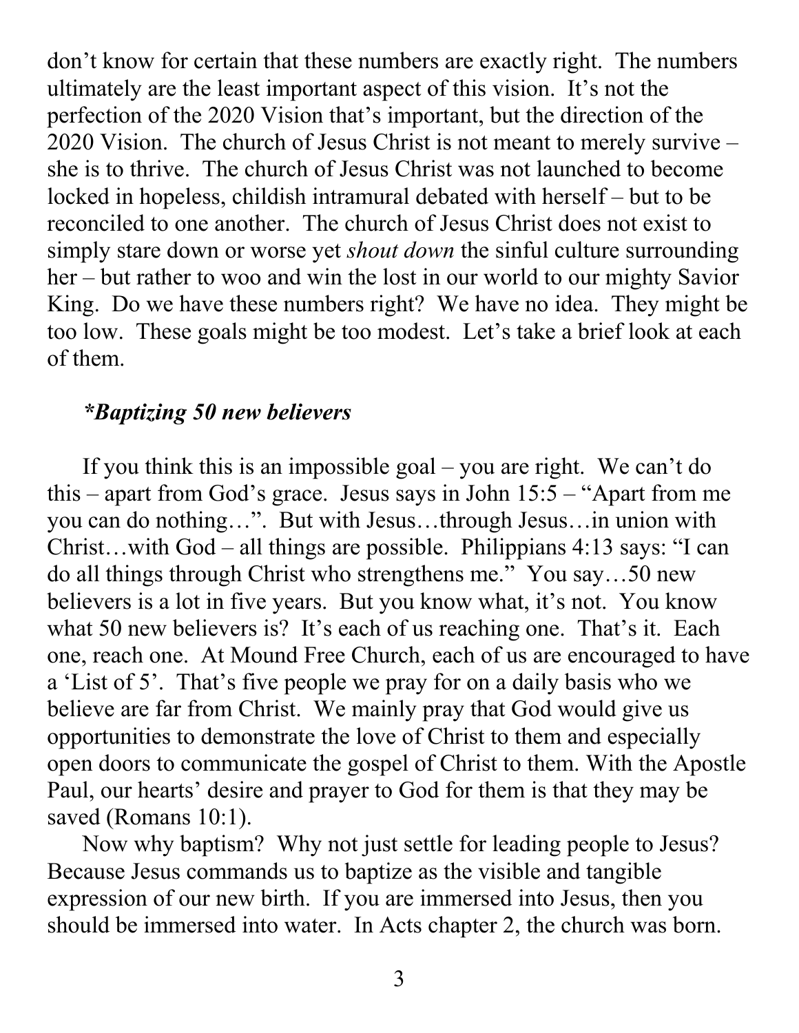don't know for certain that these numbers are exactly right. The numbers ultimately are the least important aspect of this vision. It's not the perfection of the 2020 Vision that's important, but the direction of the 2020 Vision. The church of Jesus Christ is not meant to merely survive – she is to thrive. The church of Jesus Christ was not launched to become locked in hopeless, childish intramural debated with herself – but to be reconciled to one another. The church of Jesus Christ does not exist to simply stare down or worse yet *shout down* the sinful culture surrounding her – but rather to woo and win the lost in our world to our mighty Savior King. Do we have these numbers right? We have no idea. They might be too low. These goals might be too modest. Let's take a brief look at each of them.

***Baptizing 50 new believers***

If you think this is an impossible goal – you are right. We can't do this – apart from God's grace. Jesus says in John 15:5 – "Apart from me you can do nothing…". But with Jesus…through Jesus…in union with Christ…with God – all things are possible. Philippians 4:13 says: "I can do all things through Christ who strengthens me." You say…50 new believers is a lot in five years. But you know what, it's not. You know what 50 new believers is? It's each of us reaching one. That's it. Each one, reach one. At Mound Free Church, each of us are encouraged to have a 'List of 5'. That's five people we pray for on a daily basis who we believe are far from Christ. We mainly pray that God would give us opportunities to demonstrate the love of Christ to them and especially open doors to communicate the gospel of Christ to them. With the Apostle Paul, our hearts' desire and prayer to God for them is that they may be saved (Romans 10:1).

Now why baptism? Why not just settle for leading people to Jesus? Because Jesus commands us to baptize as the visible and tangible expression of our new birth. If you are immersed into Jesus, then you should be immersed into water. In Acts chapter 2, the church was born.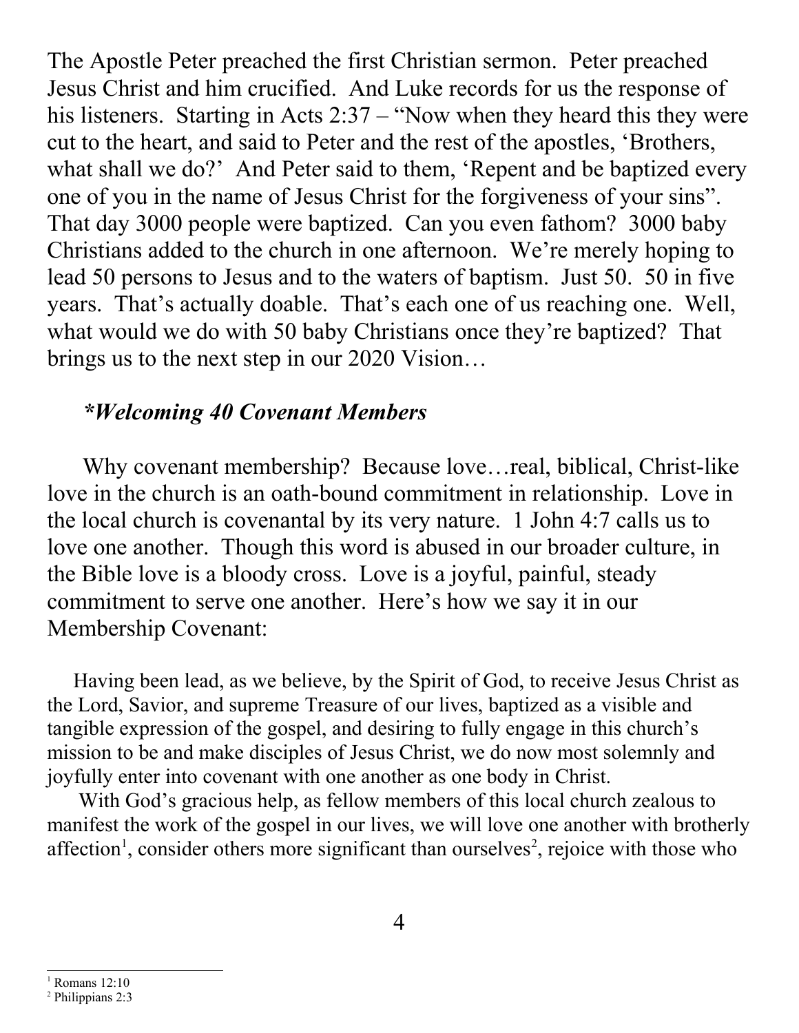The Apostle Peter preached the first Christian sermon. Peter preached Jesus Christ and him crucified. And Luke records for us the response of his listeners. Starting in Acts 2:37 – "Now when they heard this they were cut to the heart, and said to Peter and the rest of the apostles, 'Brothers, what shall we do?' And Peter said to them, 'Repent and be baptized every one of you in the name of Jesus Christ for the forgiveness of your sins". That day 3000 people were baptized. Can you even fathom? 3000 baby Christians added to the church in one afternoon. We're merely hoping to lead 50 persons to Jesus and to the waters of baptism. Just 50. 50 in five years. That's actually doable. That's each one of us reaching one. Well, what would we do with 50 baby Christians once they're baptized? That brings us to the next step in our 2020 Vision…

***Welcoming 40 Covenant Members***

Why covenant membership? Because love…real, biblical, Christ-like love in the church is an oath-bound commitment in relationship. Love in the local church is covenantal by its very nature. 1 John 4:7 calls us to love one another. Though this word is abused in our broader culture, in the Bible love is a bloody cross. Love is a joyful, painful, steady commitment to serve one another. Here's how we say it in our Membership Covenant:

Having been lead, as we believe, by the Spirit of God, to receive Jesus Christ as the Lord, Savior, and supreme Treasure of our lives, baptized as a visible and tangible expression of the gospel, and desiring to fully engage in this church's mission to be and make disciples of Jesus Christ, we do now most solemnly and joyfully enter into covenant with one another as one body in Christ.

With God's gracious help, as fellow members of this local church zealous to manifest the work of the gospel in our lives, we will love one another with brotherly affection[1], consider others more significant than ourselves[2], rejoice with those who

[1] Romans 12:10
[2] Philippians 2:3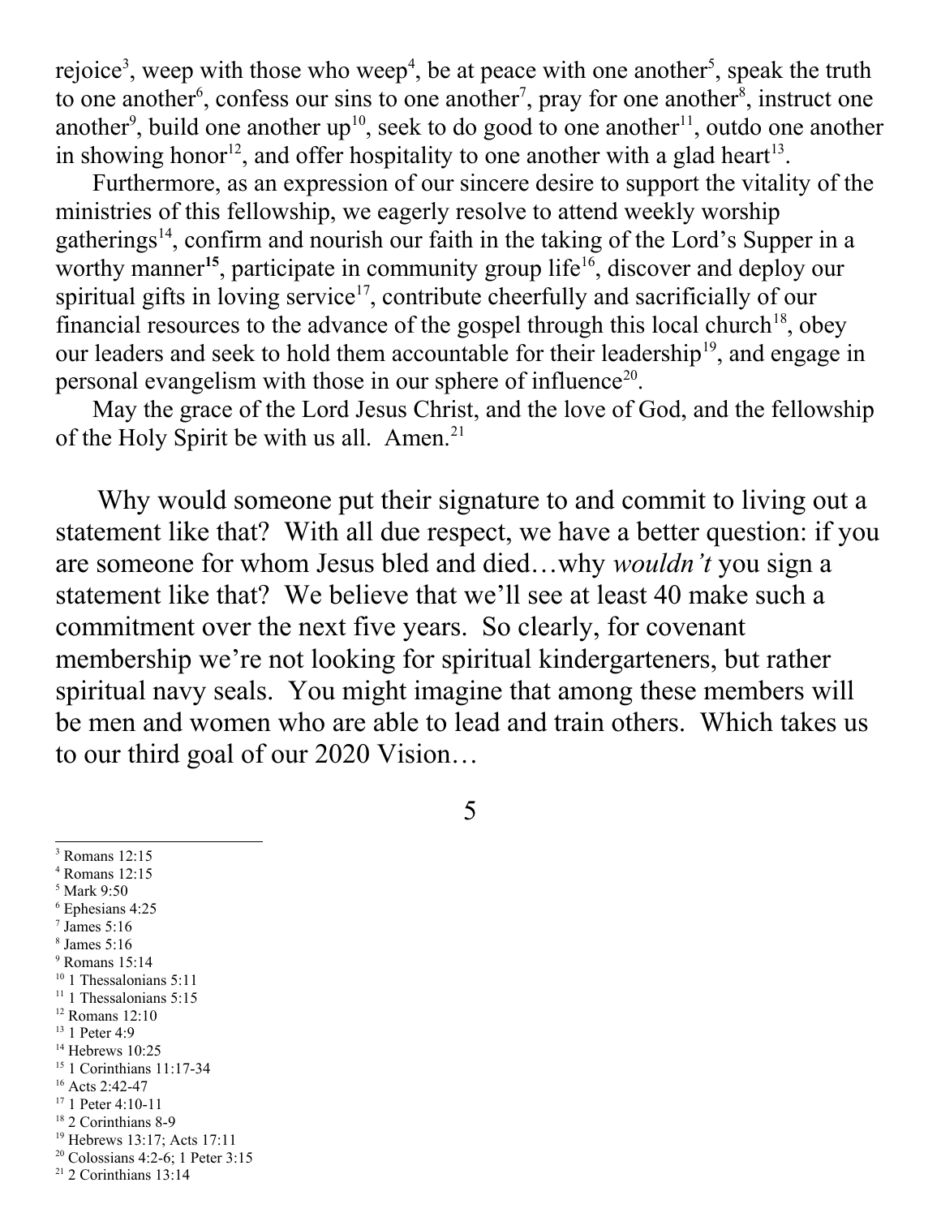rejoice[3], weep with those who weep[4], be at peace with one another[5], speak the truth to one another[6], confess our sins to one another[7], pray for one another[8], instruct one another[9], build one another up[10], seek to do good to one another[11], outdo one another in showing honor[12], and offer hospitality to one another with a glad heart[13].

Furthermore, as an expression of our sincere desire to support the vitality of the ministries of this fellowship, we eagerly resolve to attend weekly worship gatherings[14], confirm and nourish our faith in the taking of the Lord's Supper in a worthy manner[15], participate in community group life[16], discover and deploy our spiritual gifts in loving service[17], contribute cheerfully and sacrificially of our financial resources to the advance of the gospel through this local church[18], obey our leaders and seek to hold them accountable for their leadership[19], and engage in personal evangelism with those in our sphere of influence[20].

May the grace of the Lord Jesus Christ, and the love of God, and the fellowship of the Holy Spirit be with us all. Amen.[21]

Why would someone put their signature to and commit to living out a statement like that? With all due respect, we have a better question: if you are someone for whom Jesus bled and died…why *wouldn't* you sign a statement like that? We believe that we'll see at least 40 make such a commitment over the next five years. So clearly, for covenant membership we're not looking for spiritual kindergarteners, but rather spiritual navy seals. You might imagine that among these members will be men and women who are able to lead and train others. Which takes us to our third goal of our 2020 Vision…

---

[3] Romans 12:15
[4] Romans 12:15
[5] Mark 9:50
[6] Ephesians 4:25
[7] James 5:16
[8] James 5:16
[9] Romans 15:14
[10] 1 Thessalonians 5:11
[11] 1 Thessalonians 5:15
[12] Romans 12:10
[13] 1 Peter 4:9
[14] Hebrews 10:25
[15] 1 Corinthians 11:17-34
[16] Acts 2:42-47
[17] 1 Peter 4:10-11
[18] 2 Corinthians 8-9
[19] Hebrews 13:17; Acts 17:11
[20] Colossians 4:2-6; 1 Peter 3:15
[21] 2 Corinthians 13:14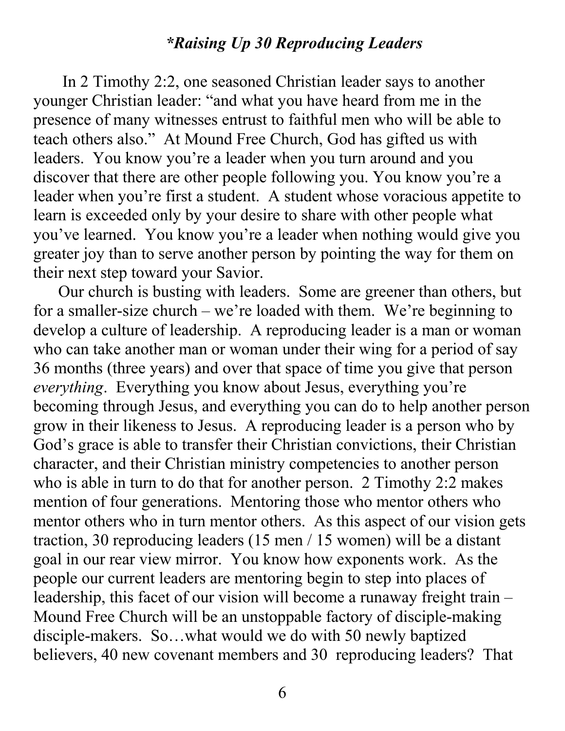### *\*Raising Up 30 Reproducing Leaders*

In 2 Timothy 2:2, one seasoned Christian leader says to another younger Christian leader: "and what you have heard from me in the presence of many witnesses entrust to faithful men who will be able to teach others also." At Mound Free Church, God has gifted us with leaders. You know you're a leader when you turn around and you discover that there are other people following you. You know you're a leader when you're first a student. A student whose voracious appetite to learn is exceeded only by your desire to share with other people what you've learned. You know you're a leader when nothing would give you greater joy than to serve another person by pointing the way for them on their next step toward your Savior.

Our church is busting with leaders. Some are greener than others, but for a smaller-size church – we're loaded with them. We're beginning to develop a culture of leadership. A reproducing leader is a man or woman who can take another man or woman under their wing for a period of say 36 months (three years) and over that space of time you give that person *everything*. Everything you know about Jesus, everything you're becoming through Jesus, and everything you can do to help another person grow in their likeness to Jesus. A reproducing leader is a person who by God's grace is able to transfer their Christian convictions, their Christian character, and their Christian ministry competencies to another person who is able in turn to do that for another person. 2 Timothy 2:2 makes mention of four generations. Mentoring those who mentor others who mentor others who in turn mentor others. As this aspect of our vision gets traction, 30 reproducing leaders (15 men / 15 women) will be a distant goal in our rear view mirror. You know how exponents work. As the people our current leaders are mentoring begin to step into places of leadership, this facet of our vision will become a runaway freight train – Mound Free Church will be an unstoppable factory of disciple-making disciple-makers. So…what would we do with 50 newly baptized believers, 40 new covenant members and 30 reproducing leaders? That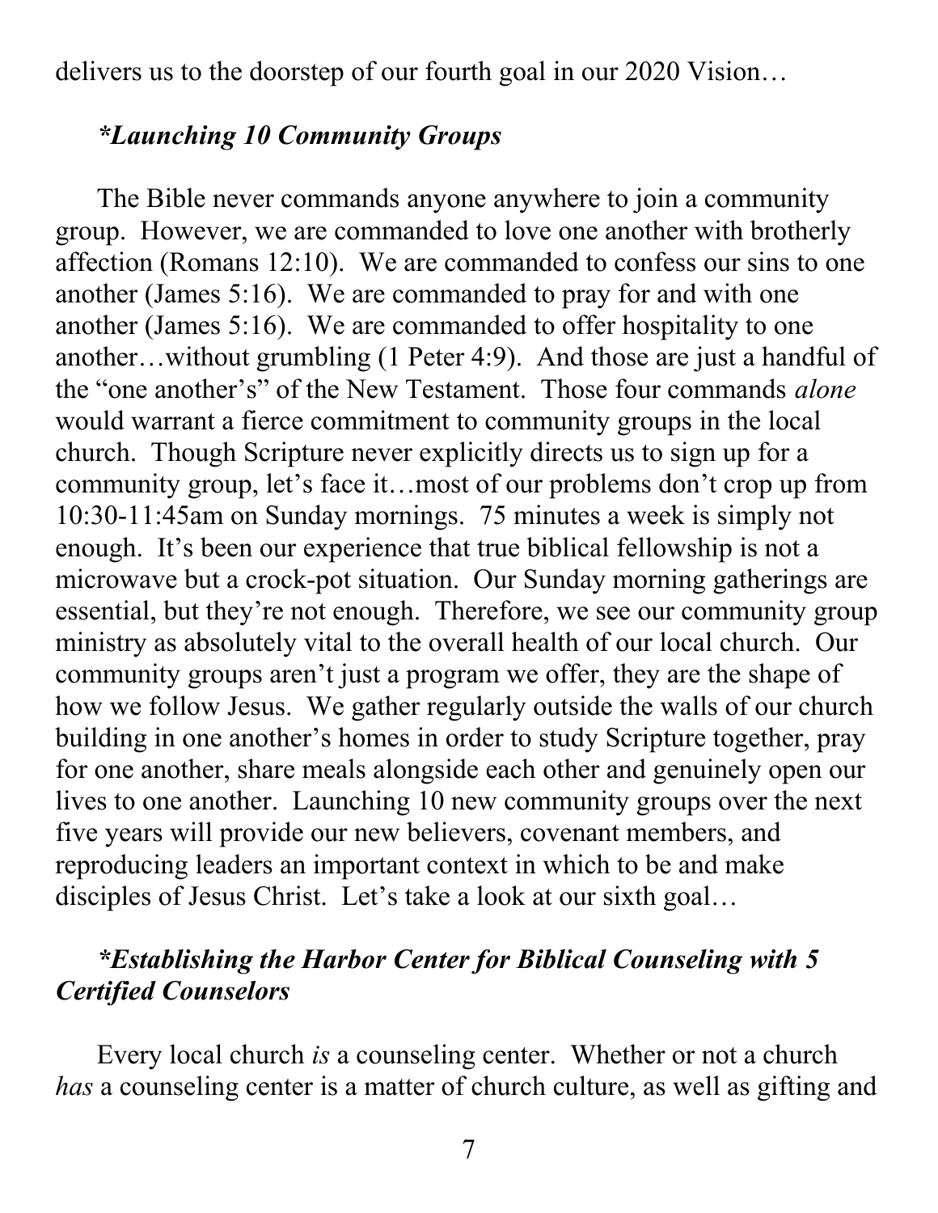delivers us to the doorstep of our fourth goal in our 2020 Vision…

***Launching 10 Community Groups***

The Bible never commands anyone anywhere to join a community group. However, we are commanded to love one another with brotherly affection (Romans 12:10). We are commanded to confess our sins to one another (James 5:16). We are commanded to pray for and with one another (James 5:16). We are commanded to offer hospitality to one another…without grumbling (1 Peter 4:9). And those are just a handful of the "one another's" of the New Testament. Those four commands *alone* would warrant a fierce commitment to community groups in the local church. Though Scripture never explicitly directs us to sign up for a community group, let's face it…most of our problems don't crop up from 10:30-11:45am on Sunday mornings. 75 minutes a week is simply not enough. It's been our experience that true biblical fellowship is not a microwave but a crock-pot situation. Our Sunday morning gatherings are essential, but they're not enough. Therefore, we see our community group ministry as absolutely vital to the overall health of our local church. Our community groups aren't just a program we offer, they are the shape of how we follow Jesus. We gather regularly outside the walls of our church building in one another's homes in order to study Scripture together, pray for one another, share meals alongside each other and genuinely open our lives to one another. Launching 10 new community groups over the next five years will provide our new believers, covenant members, and reproducing leaders an important context in which to be and make disciples of Jesus Christ. Let's take a look at our sixth goal…

***Establishing the Harbor Center for Biblical Counseling with 5 Certified Counselors***

Every local church *is* a counseling center. Whether or not a church *has* a counseling center is a matter of church culture, as well as gifting and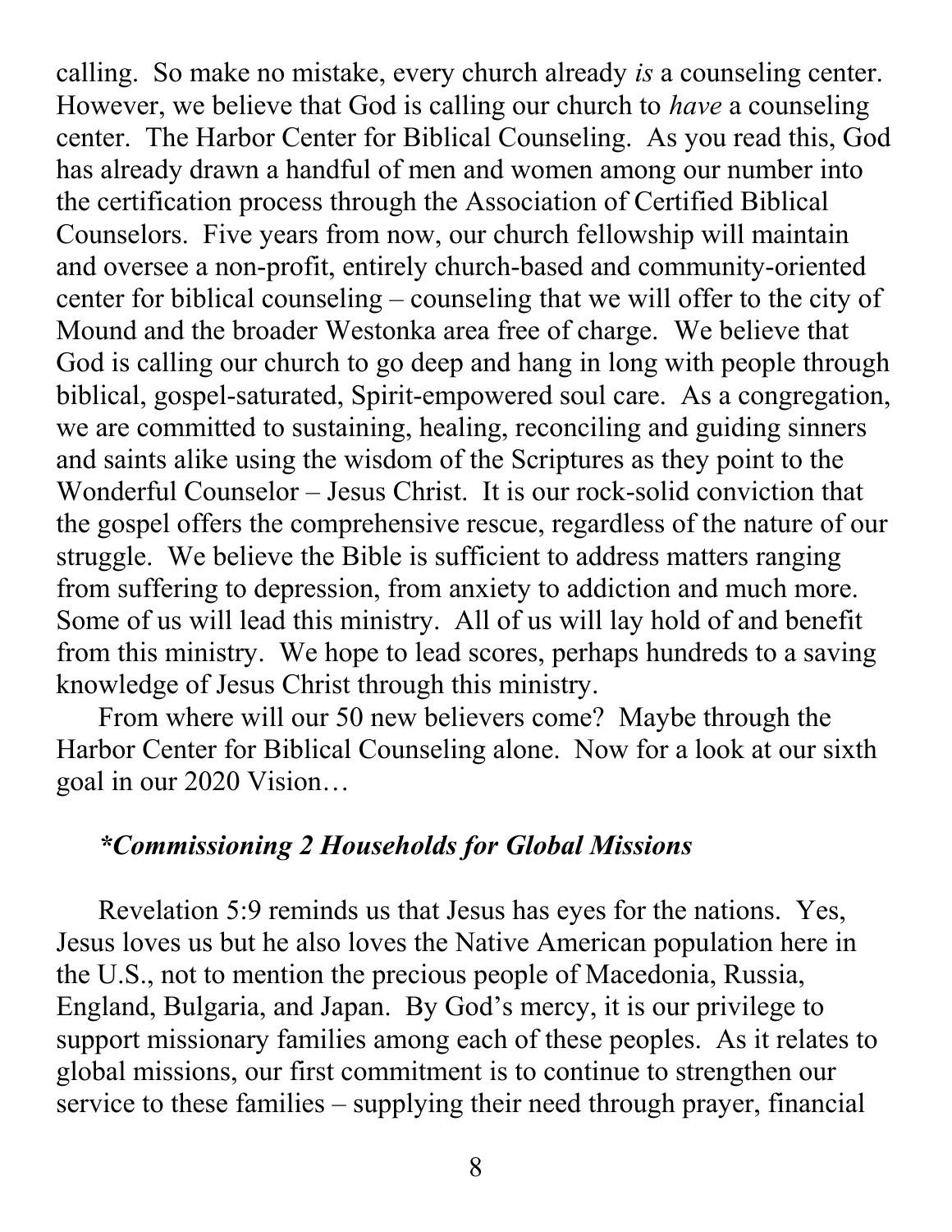calling. So make no mistake, every church already *is* a counseling center. However, we believe that God is calling our church to *have* a counseling center. The Harbor Center for Biblical Counseling. As you read this, God has already drawn a handful of men and women among our number into the certification process through the Association of Certified Biblical Counselors. Five years from now, our church fellowship will maintain and oversee a non-profit, entirely church-based and community-oriented center for biblical counseling – counseling that we will offer to the city of Mound and the broader Westonka area free of charge. We believe that God is calling our church to go deep and hang in long with people through biblical, gospel-saturated, Spirit-empowered soul care. As a congregation, we are committed to sustaining, healing, reconciling and guiding sinners and saints alike using the wisdom of the Scriptures as they point to the Wonderful Counselor – Jesus Christ. It is our rock-solid conviction that the gospel offers the comprehensive rescue, regardless of the nature of our struggle. We believe the Bible is sufficient to address matters ranging from suffering to depression, from anxiety to addiction and much more. Some of us will lead this ministry. All of us will lay hold of and benefit from this ministry. We hope to lead scores, perhaps hundreds to a saving knowledge of Jesus Christ through this ministry.

From where will our 50 new believers come? Maybe through the Harbor Center for Biblical Counseling alone. Now for a look at our sixth goal in our 2020 Vision…

***Commissioning 2 Households for Global Missions***

Revelation 5:9 reminds us that Jesus has eyes for the nations. Yes, Jesus loves us but he also loves the Native American population here in the U.S., not to mention the precious people of Macedonia, Russia, England, Bulgaria, and Japan. By God's mercy, it is our privilege to support missionary families among each of these peoples. As it relates to global missions, our first commitment is to continue to strengthen our service to these families – supplying their need through prayer, financial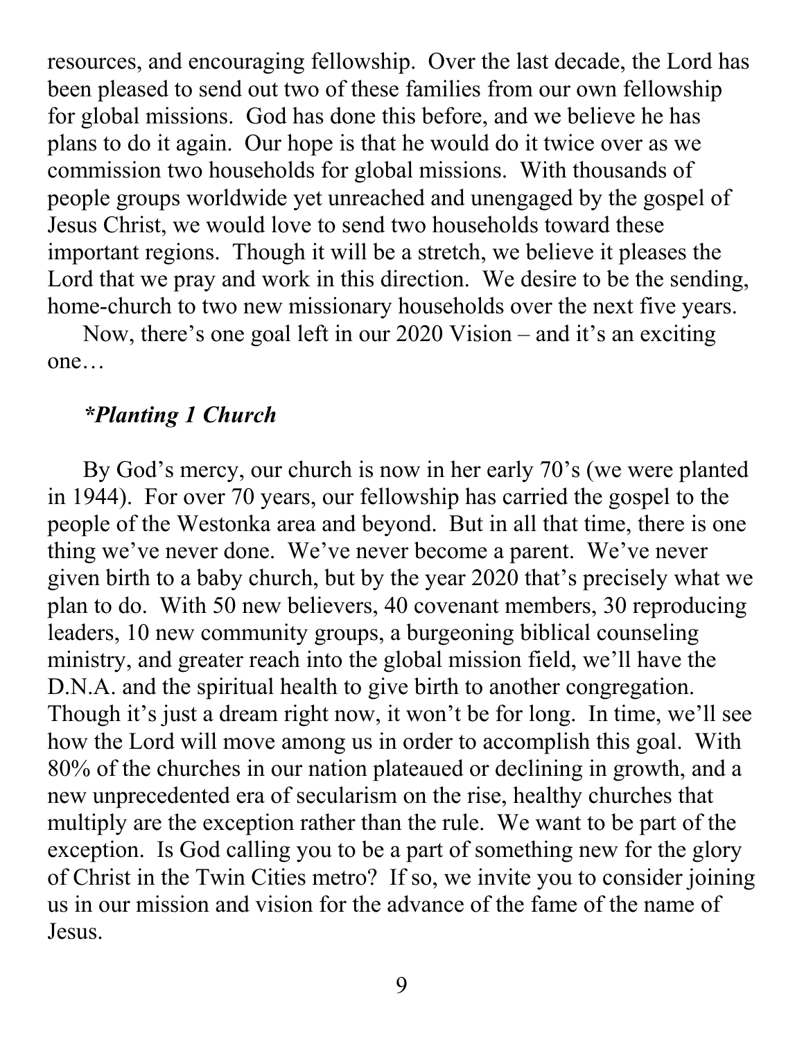resources, and encouraging fellowship. Over the last decade, the Lord has been pleased to send out two of these families from our own fellowship for global missions. God has done this before, and we believe he has plans to do it again. Our hope is that he would do it twice over as we commission two households for global missions. With thousands of people groups worldwide yet unreached and unengaged by the gospel of Jesus Christ, we would love to send two households toward these important regions. Though it will be a stretch, we believe it pleases the Lord that we pray and work in this direction. We desire to be the sending, home-church to two new missionary households over the next five years.

Now, there's one goal left in our 2020 Vision – and it's an exciting one…

***Planting 1 Church***

By God's mercy, our church is now in her early 70's (we were planted in 1944). For over 70 years, our fellowship has carried the gospel to the people of the Westonka area and beyond. But in all that time, there is one thing we've never done. We've never become a parent. We've never given birth to a baby church, but by the year 2020 that's precisely what we plan to do. With 50 new believers, 40 covenant members, 30 reproducing leaders, 10 new community groups, a burgeoning biblical counseling ministry, and greater reach into the global mission field, we'll have the D.N.A. and the spiritual health to give birth to another congregation. Though it's just a dream right now, it won't be for long. In time, we'll see how the Lord will move among us in order to accomplish this goal. With 80% of the churches in our nation plateaued or declining in growth, and a new unprecedented era of secularism on the rise, healthy churches that multiply are the exception rather than the rule. We want to be part of the exception. Is God calling you to be a part of something new for the glory of Christ in the Twin Cities metro? If so, we invite you to consider joining us in our mission and vision for the advance of the fame of the name of Jesus.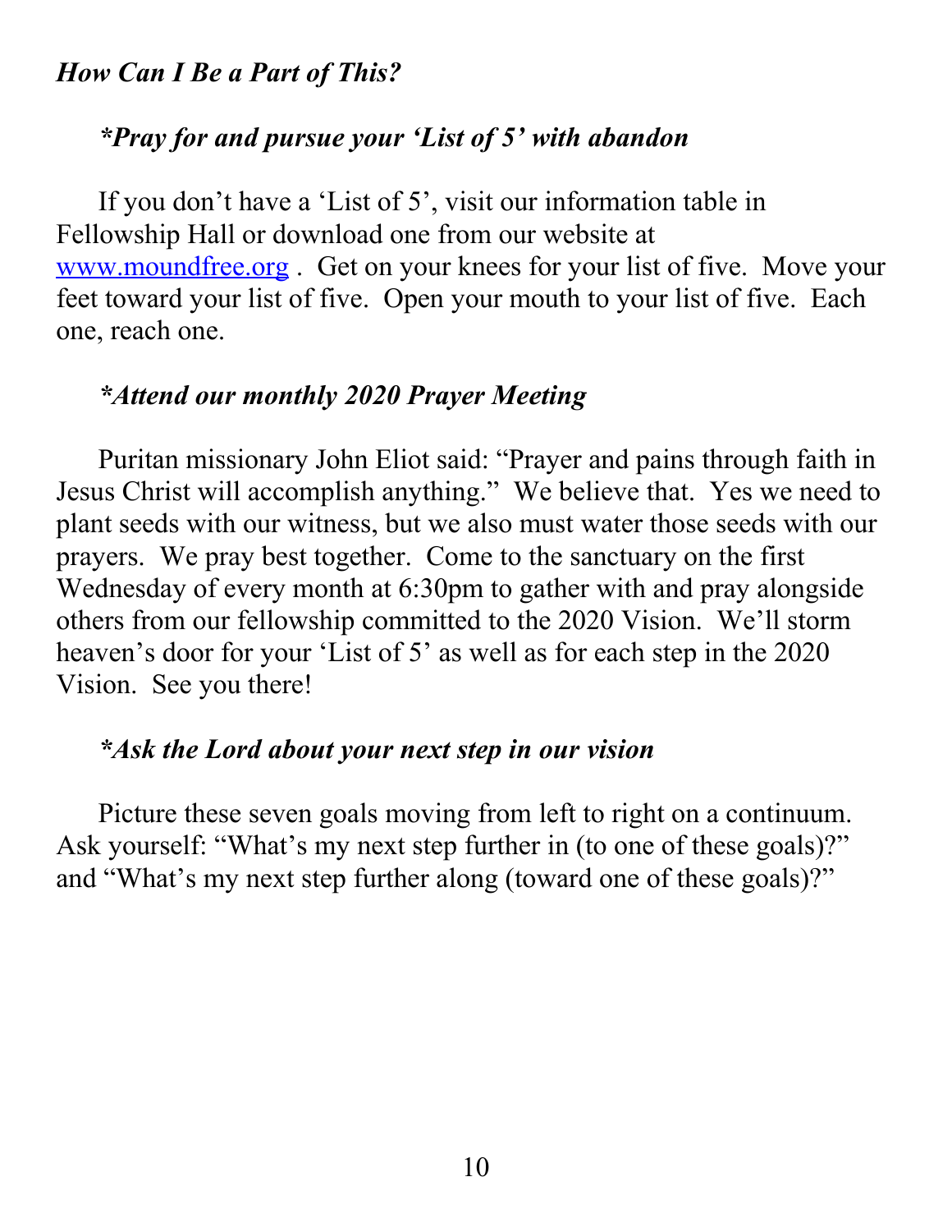### *How Can I Be a Part of This?*

***Pray for and pursue your 'List of 5' with abandon***

If you don't have a 'List of 5', visit our information table in Fellowship Hall or download one from our website at [www.moundfree.org](http://www.moundfree.org) . Get on your knees for your list of five. Move your feet toward your list of five. Open your mouth to your list of five. Each one, reach one.

***Attend our monthly 2020 Prayer Meeting***

Puritan missionary John Eliot said: "Prayer and pains through faith in Jesus Christ will accomplish anything." We believe that. Yes we need to plant seeds with our witness, but we also must water those seeds with our prayers. We pray best together. Come to the sanctuary on the first Wednesday of every month at 6:30pm to gather with and pray alongside others from our fellowship committed to the 2020 Vision. We'll storm heaven's door for your 'List of 5' as well as for each step in the 2020 Vision. See you there!

***Ask the Lord about your next step in our vision***

Picture these seven goals moving from left to right on a continuum. Ask yourself: "What's my next step further in (to one of these goals)?" and "What's my next step further along (toward one of these goals)?"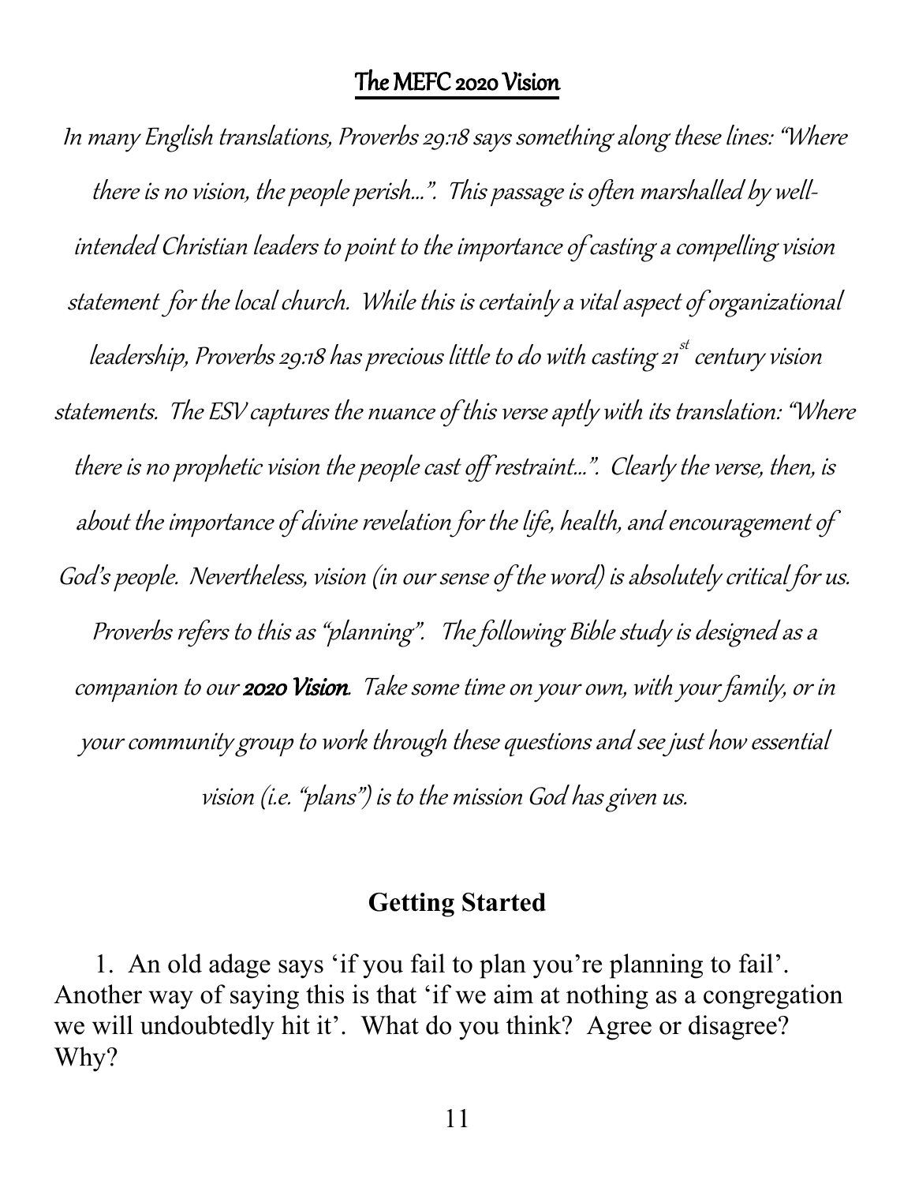## The MEFC 2020 Vision

*In many English translations, Proverbs 29:18 says something along these lines: "Where there is no vision, the people perish…". This passage is often marshalled by well-intended Christian leaders to point to the importance of casting a compelling vision statement for the local church. While this is certainly a vital aspect of organizational leadership, Proverbs 29:18 has precious little to do with casting 21st century vision statements. The ESV captures the nuance of this verse aptly with its translation: "Where there is no prophetic vision the people cast off restraint…". Clearly the verse, then, is about the importance of divine revelation for the life, health, and encouragement of God's people. Nevertheless, vision (in our sense of the word) is absolutely critical for us. Proverbs refers to this as "planning". The following Bible study is designed as a companion to our* ***2020 Vision****. Take some time on your own, with your family, or in your community group to work through these questions and see just how essential vision (i.e. "plans") is to the mission God has given us.*

## Getting Started

1. An old adage says 'if you fail to plan you're planning to fail'. Another way of saying this is that 'if we aim at nothing as a congregation we will undoubtedly hit it'. What do you think? Agree or disagree? Why?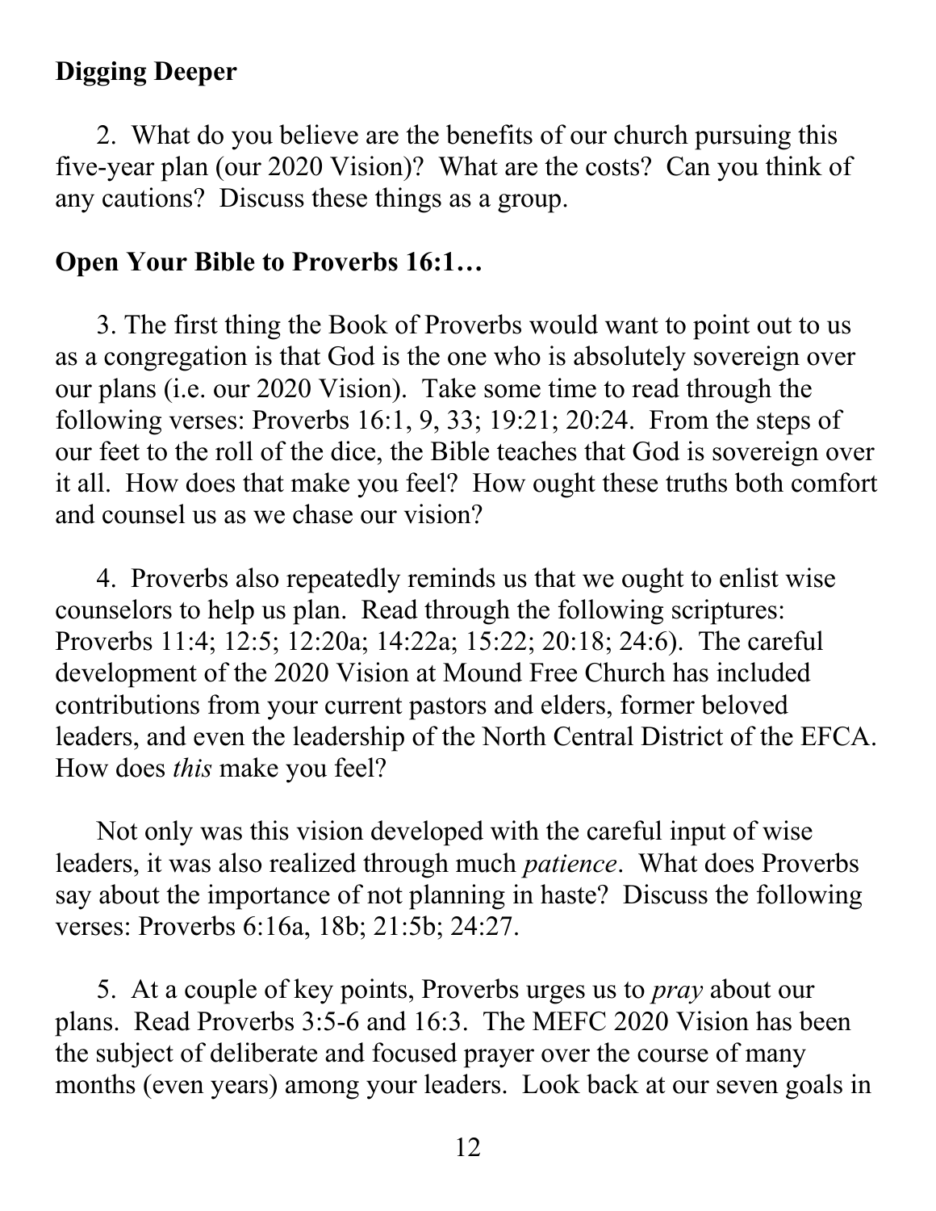**Digging Deeper**

2. What do you believe are the benefits of our church pursuing this five-year plan (our 2020 Vision)? What are the costs? Can you think of any cautions? Discuss these things as a group.

**Open Your Bible to Proverbs 16:1…**

3. The first thing the Book of Proverbs would want to point out to us as a congregation is that God is the one who is absolutely sovereign over our plans (i.e. our 2020 Vision). Take some time to read through the following verses: Proverbs 16:1, 9, 33; 19:21; 20:24. From the steps of our feet to the roll of the dice, the Bible teaches that God is sovereign over it all. How does that make you feel? How ought these truths both comfort and counsel us as we chase our vision?

4. Proverbs also repeatedly reminds us that we ought to enlist wise counselors to help us plan. Read through the following scriptures: Proverbs 11:4; 12:5; 12:20a; 14:22a; 15:22; 20:18; 24:6). The careful development of the 2020 Vision at Mound Free Church has included contributions from your current pastors and elders, former beloved leaders, and even the leadership of the North Central District of the EFCA. How does *this* make you feel?

Not only was this vision developed with the careful input of wise leaders, it was also realized through much *patience*. What does Proverbs say about the importance of not planning in haste? Discuss the following verses: Proverbs 6:16a, 18b; 21:5b; 24:27.

5. At a couple of key points, Proverbs urges us to *pray* about our plans. Read Proverbs 3:5-6 and 16:3. The MEFC 2020 Vision has been the subject of deliberate and focused prayer over the course of many months (even years) among your leaders. Look back at our seven goals in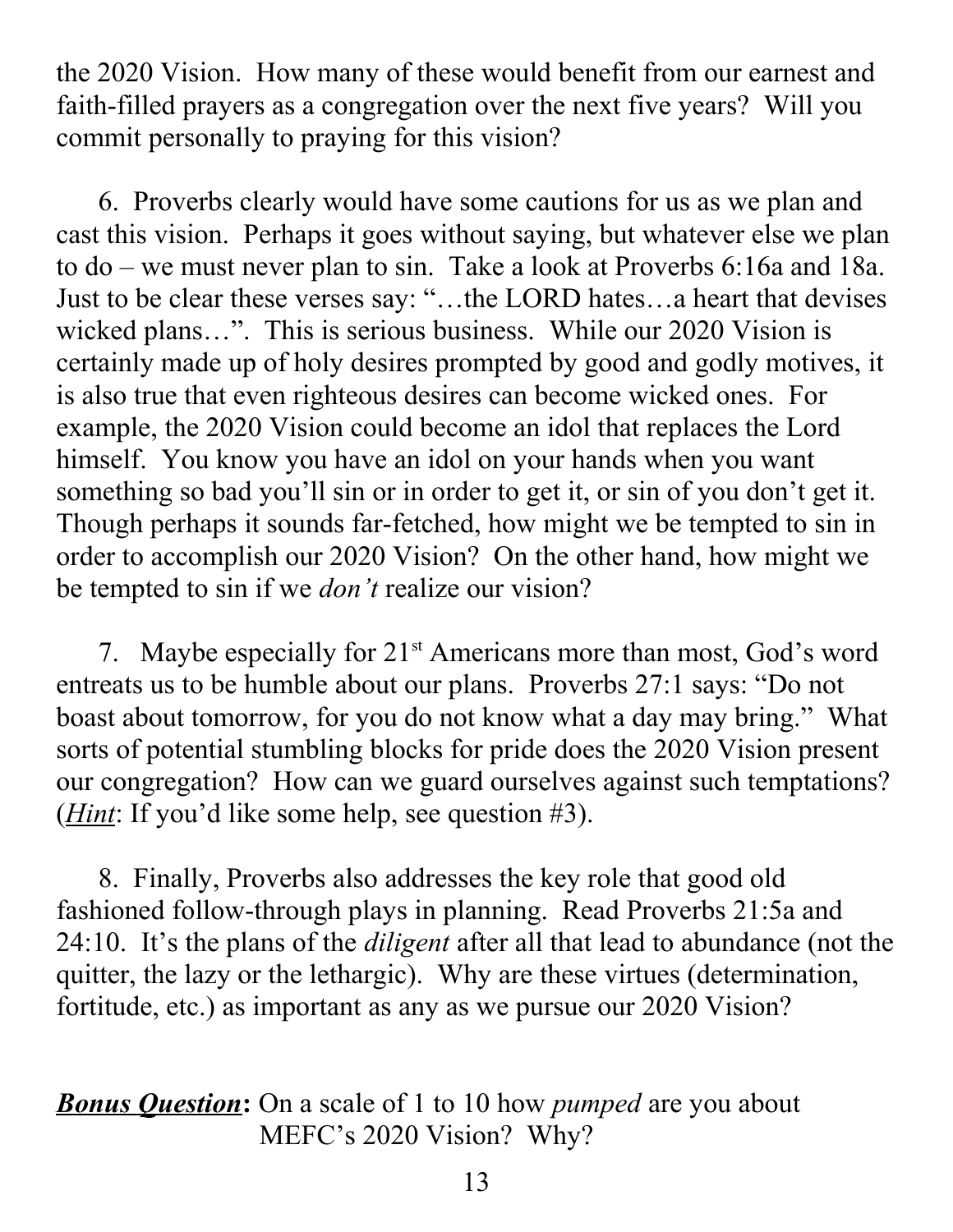the 2020 Vision. How many of these would benefit from our earnest and faith-filled prayers as a congregation over the next five years? Will you commit personally to praying for this vision?

6. Proverbs clearly would have some cautions for us as we plan and cast this vision. Perhaps it goes without saying, but whatever else we plan to do – we must never plan to sin. Take a look at Proverbs 6:16a and 18a. Just to be clear these verses say: "…the LORD hates…a heart that devises wicked plans…". This is serious business. While our 2020 Vision is certainly made up of holy desires prompted by good and godly motives, it is also true that even righteous desires can become wicked ones. For example, the 2020 Vision could become an idol that replaces the Lord himself. You know you have an idol on your hands when you want something so bad you'll sin or in order to get it, or sin of you don't get it. Though perhaps it sounds far-fetched, how might we be tempted to sin in order to accomplish our 2020 Vision? On the other hand, how might we be tempted to sin if we *don't* realize our vision?

7. Maybe especially for 21st Americans more than most, God's word entreats us to be humble about our plans. Proverbs 27:1 says: "Do not boast about tomorrow, for you do not know what a day may bring." What sorts of potential stumbling blocks for pride does the 2020 Vision present our congregation? How can we guard ourselves against such temptations? (***Hint***: If you'd like some help, see question #3).

8. Finally, Proverbs also addresses the key role that good old fashioned follow-through plays in planning. Read Proverbs 21:5a and 24:10. It's the plans of the *diligent* after all that lead to abundance (not the quitter, the lazy or the lethargic). Why are these virtues (determination, fortitude, etc.) as important as any as we pursue our 2020 Vision?

***Bonus Question*:** On a scale of 1 to 10 how *pumped* are you about MEFC's 2020 Vision? Why?